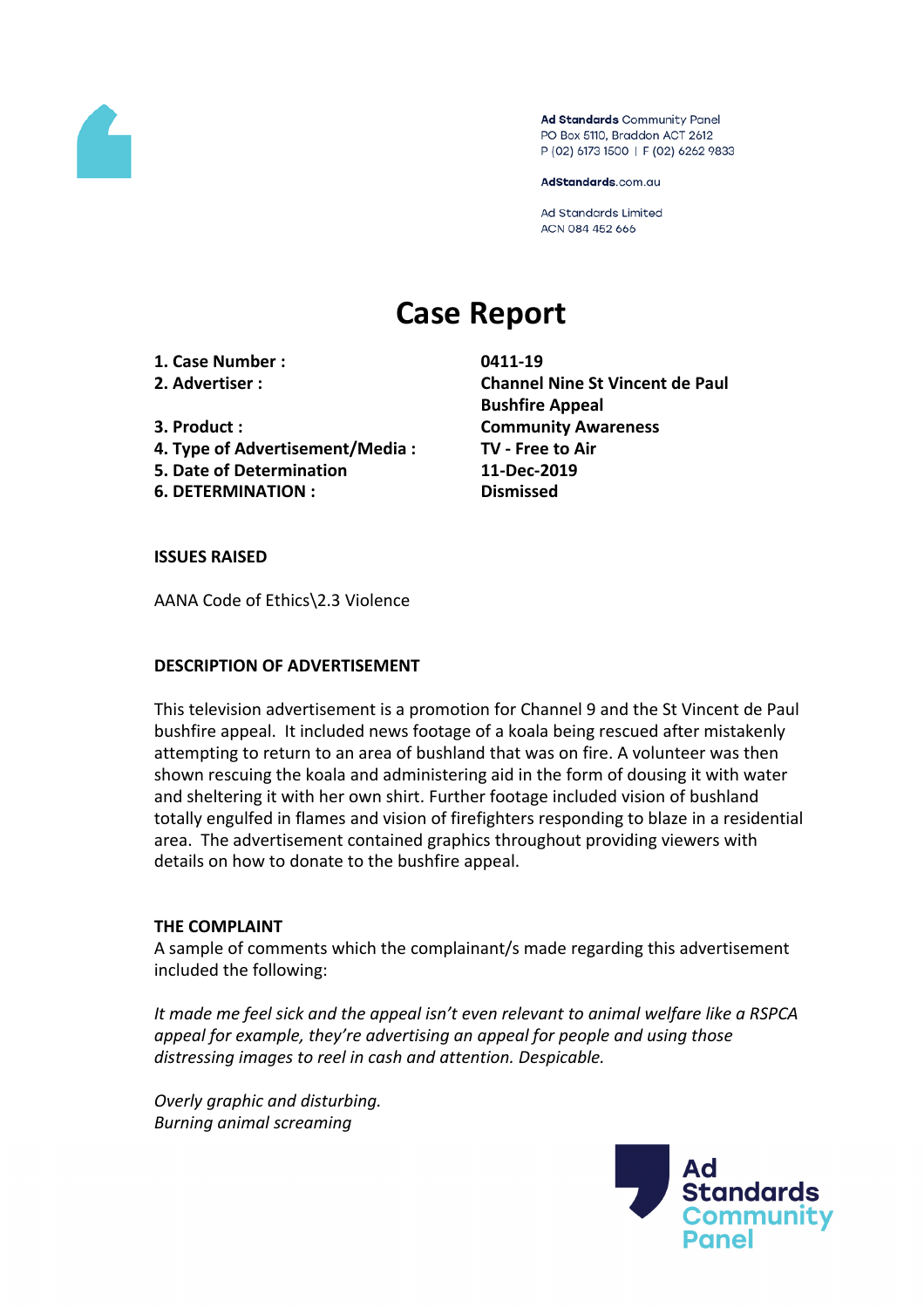Ad Standards Community Panel
PO Box 5110, Braddon ACT 2612
P (02) 6173 1500 | F (02) 6262 9833

AdStandards.com.au

Ad Standards Limited
ACN 084 452 666

# Case Report

| | |
|---|---|
| **1. Case Number :** | **0411-19** |
| **2. Advertiser :** | **Channel Nine St Vincent de Paul Bushfire Appeal** |
| **3. Product :** | **Community Awareness** |
| **4. Type of Advertisement/Media :** | **TV - Free to Air** |
| **5. Date of Determination** | **11-Dec-2019** |
| **6. DETERMINATION :** | **Dismissed** |

**ISSUES RAISED**

AANA Code of Ethics\2.3 Violence

**DESCRIPTION OF ADVERTISEMENT**

This television advertisement is a promotion for Channel 9 and the St Vincent de Paul bushfire appeal. It included news footage of a koala being rescued after mistakenly attempting to return to an area of bushland that was on fire. A volunteer was then shown rescuing the koala and administering aid in the form of dousing it with water and sheltering it with her own shirt. Further footage included vision of bushland totally engulfed in flames and vision of firefighters responding to blaze in a residential area. The advertisement contained graphics throughout providing viewers with details on how to donate to the bushfire appeal.

**THE COMPLAINT**

A sample of comments which the complainant/s made regarding this advertisement included the following:

*It made me feel sick and the appeal isn't even relevant to animal welfare like a RSPCA appeal for example, they're advertising an appeal for people and using those distressing images to reel in cash and attention. Despicable.*

*Overly graphic and disturbing.*
*Burning animal screaming*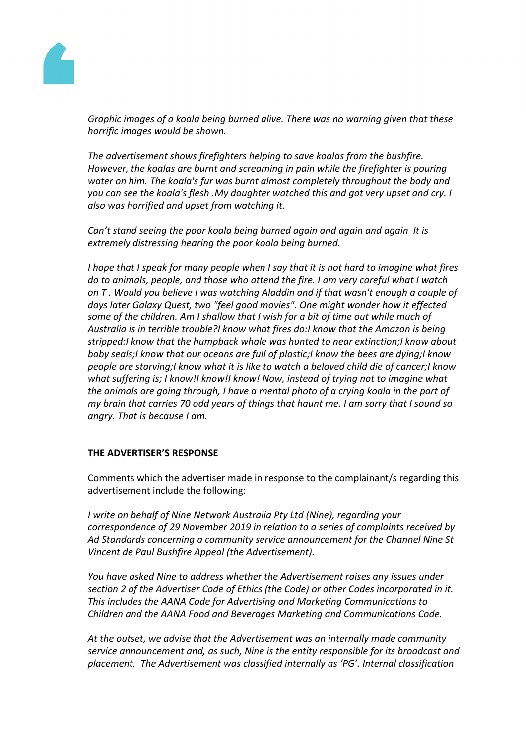*Graphic images of a koala being burned alive. There was no warning given that these horrific images would be shown.*

*The advertisement shows firefighters helping to save koalas from the bushfire. However, the koalas are burnt and screaming in pain while the firefighter is pouring water on him. The koala's fur was burnt almost completely throughout the body and you can see the koala's flesh .My daughter watched this and got very upset and cry. I also was horrified and upset from watching it.*

*Can't stand seeing the poor koala being burned again and again and again  It is extremely distressing hearing the poor koala being burned.*

*I hope that I speak for many people when I say that it is not hard to imagine what fires do to animals, people, and those who attend the fire. I am very careful what I watch on T . Would you believe I was watching Aladdin and if that wasn't enough a couple of days later Galaxy Quest, two "feel good movies". One might wonder how it effected some of the children. Am I shallow that I wish for a bit of time out while much of Australia is in terrible trouble?I know what fires do:I know that the Amazon is being stripped:I know that the humpback whale was hunted to near extinction;I know about baby seals;I know that our oceans are full of plastic;I know the bees are dying;I know people are starving;I know what it is like to watch a beloved child die of cancer;I know what suffering is; I know!I know!I know! Now, instead of trying not to imagine what the animals are going through, I have a mental photo of a crying koala in the part of my brain that carries 70 odd years of things that haunt me. I am sorry that I sound so angry. That is because I am.*

**THE ADVERTISER'S RESPONSE**

Comments which the advertiser made in response to the complainant/s regarding this advertisement include the following:

*I write on behalf of Nine Network Australia Pty Ltd (Nine), regarding your correspondence of 29 November 2019 in relation to a series of complaints received by Ad Standards concerning a community service announcement for the Channel Nine St Vincent de Paul Bushfire Appeal (the Advertisement).*

*You have asked Nine to address whether the Advertisement raises any issues under section 2 of the Advertiser Code of Ethics (the Code) or other Codes incorporated in it. This includes the AANA Code for Advertising and Marketing Communications to Children and the AANA Food and Beverages Marketing and Communications Code.*

*At the outset, we advise that the Advertisement was an internally made community service announcement and, as such, Nine is the entity responsible for its broadcast and placement.  The Advertisement was classified internally as 'PG'. Internal classification*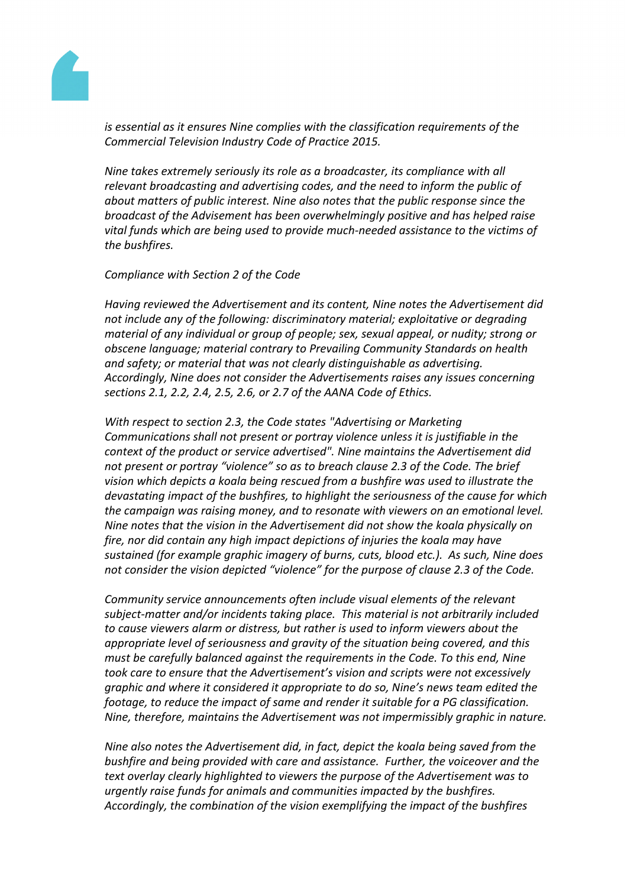*is essential as it ensures Nine complies with the classification requirements of the Commercial Television Industry Code of Practice 2015.*

*Nine takes extremely seriously its role as a broadcaster, its compliance with all relevant broadcasting and advertising codes, and the need to inform the public of about matters of public interest. Nine also notes that the public response since the broadcast of the Advisement has been overwhelmingly positive and has helped raise vital funds which are being used to provide much-needed assistance to the victims of the bushfires.*

*Compliance with Section 2 of the Code*

*Having reviewed the Advertisement and its content, Nine notes the Advertisement did not include any of the following: discriminatory material; exploitative or degrading material of any individual or group of people; sex, sexual appeal, or nudity; strong or obscene language; material contrary to Prevailing Community Standards on health and safety; or material that was not clearly distinguishable as advertising. Accordingly, Nine does not consider the Advertisements raises any issues concerning sections 2.1, 2.2, 2.4, 2.5, 2.6, or 2.7 of the AANA Code of Ethics.*

*With respect to section 2.3, the Code states "Advertising or Marketing Communications shall not present or portray violence unless it is justifiable in the context of the product or service advertised". Nine maintains the Advertisement did not present or portray "violence" so as to breach clause 2.3 of the Code. The brief vision which depicts a koala being rescued from a bushfire was used to illustrate the devastating impact of the bushfires, to highlight the seriousness of the cause for which the campaign was raising money, and to resonate with viewers on an emotional level. Nine notes that the vision in the Advertisement did not show the koala physically on fire, nor did contain any high impact depictions of injuries the koala may have sustained (for example graphic imagery of burns, cuts, blood etc.). As such, Nine does not consider the vision depicted "violence" for the purpose of clause 2.3 of the Code.*

*Community service announcements often include visual elements of the relevant subject-matter and/or incidents taking place. This material is not arbitrarily included to cause viewers alarm or distress, but rather is used to inform viewers about the appropriate level of seriousness and gravity of the situation being covered, and this must be carefully balanced against the requirements in the Code. To this end, Nine took care to ensure that the Advertisement's vision and scripts were not excessively graphic and where it considered it appropriate to do so, Nine's news team edited the footage, to reduce the impact of same and render it suitable for a PG classification. Nine, therefore, maintains the Advertisement was not impermissibly graphic in nature.*

*Nine also notes the Advertisement did, in fact, depict the koala being saved from the bushfire and being provided with care and assistance. Further, the voiceover and the text overlay clearly highlighted to viewers the purpose of the Advertisement was to urgently raise funds for animals and communities impacted by the bushfires. Accordingly, the combination of the vision exemplifying the impact of the bushfires*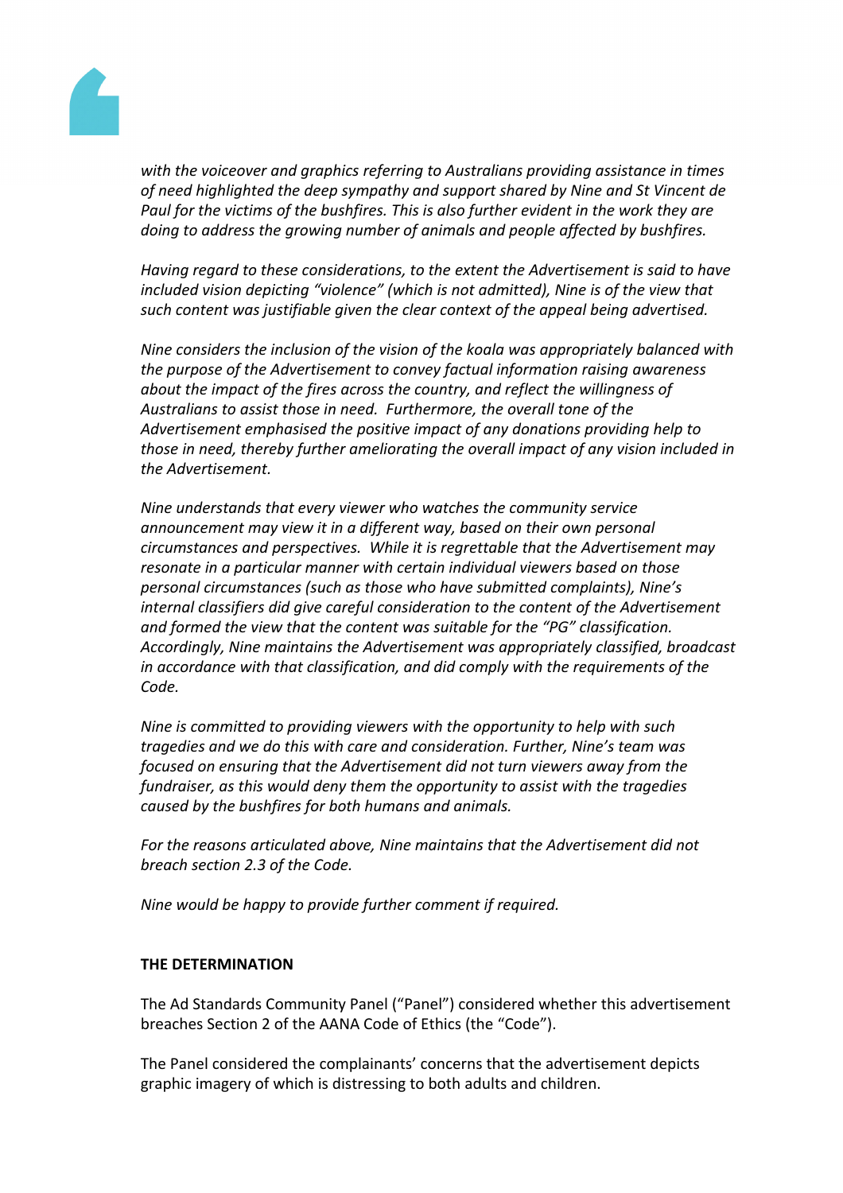*with the voiceover and graphics referring to Australians providing assistance in times of need highlighted the deep sympathy and support shared by Nine and St Vincent de Paul for the victims of the bushfires. This is also further evident in the work they are doing to address the growing number of animals and people affected by bushfires.*

*Having regard to these considerations, to the extent the Advertisement is said to have included vision depicting "violence" (which is not admitted), Nine is of the view that such content was justifiable given the clear context of the appeal being advertised.*

*Nine considers the inclusion of the vision of the koala was appropriately balanced with the purpose of the Advertisement to convey factual information raising awareness about the impact of the fires across the country, and reflect the willingness of Australians to assist those in need. Furthermore, the overall tone of the Advertisement emphasised the positive impact of any donations providing help to those in need, thereby further ameliorating the overall impact of any vision included in the Advertisement.*

*Nine understands that every viewer who watches the community service announcement may view it in a different way, based on their own personal circumstances and perspectives. While it is regrettable that the Advertisement may resonate in a particular manner with certain individual viewers based on those personal circumstances (such as those who have submitted complaints), Nine's internal classifiers did give careful consideration to the content of the Advertisement and formed the view that the content was suitable for the "PG" classification. Accordingly, Nine maintains the Advertisement was appropriately classified, broadcast in accordance with that classification, and did comply with the requirements of the Code.*

*Nine is committed to providing viewers with the opportunity to help with such tragedies and we do this with care and consideration. Further, Nine's team was focused on ensuring that the Advertisement did not turn viewers away from the fundraiser, as this would deny them the opportunity to assist with the tragedies caused by the bushfires for both humans and animals.*

*For the reasons articulated above, Nine maintains that the Advertisement did not breach section 2.3 of the Code.*

*Nine would be happy to provide further comment if required.*

**THE DETERMINATION**

The Ad Standards Community Panel ("Panel") considered whether this advertisement breaches Section 2 of the AANA Code of Ethics (the "Code").

The Panel considered the complainants' concerns that the advertisement depicts graphic imagery of which is distressing to both adults and children.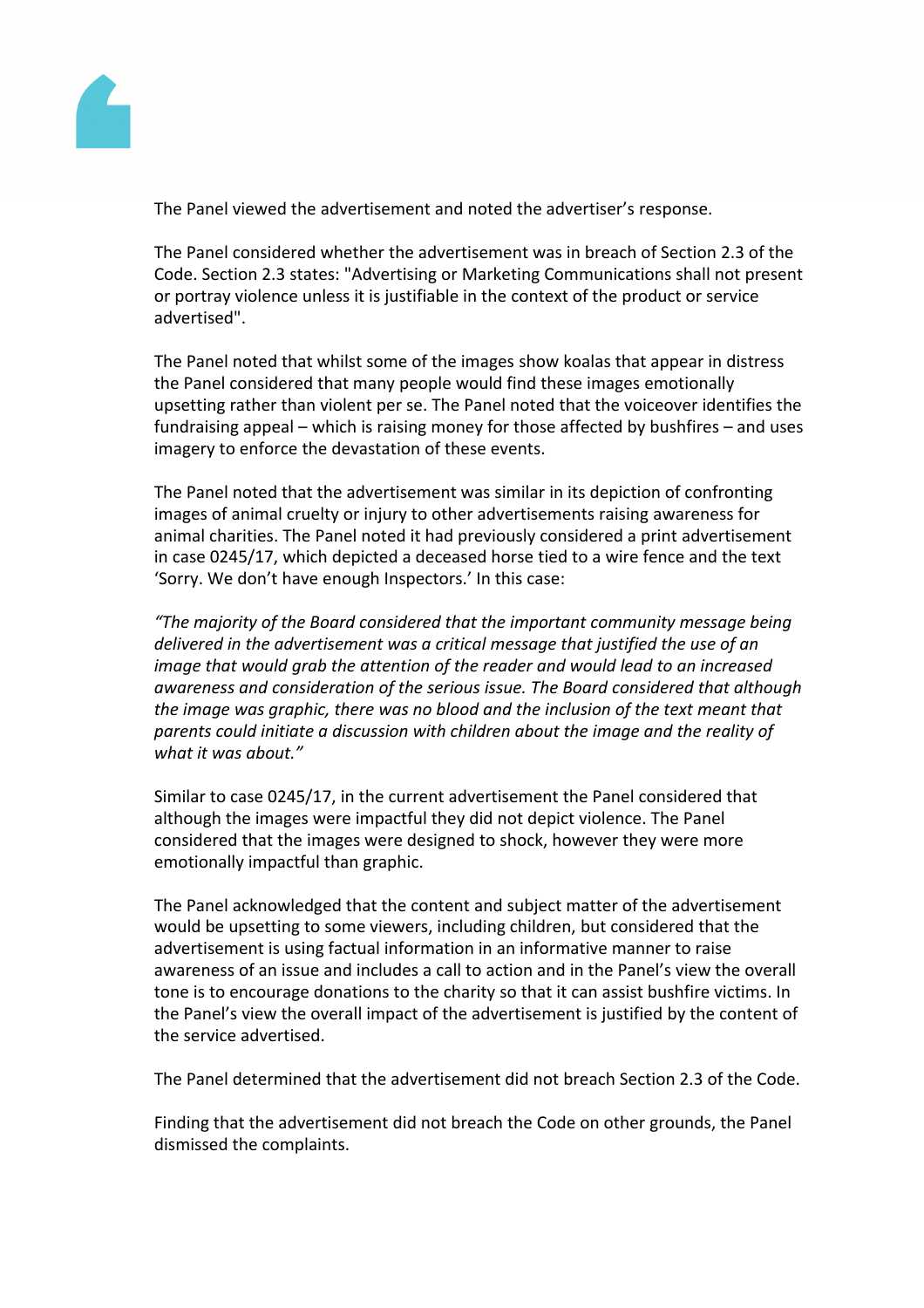The Panel viewed the advertisement and noted the advertiser's response.

The Panel considered whether the advertisement was in breach of Section 2.3 of the Code. Section 2.3 states: "Advertising or Marketing Communications shall not present or portray violence unless it is justifiable in the context of the product or service advertised".

The Panel noted that whilst some of the images show koalas that appear in distress the Panel considered that many people would find these images emotionally upsetting rather than violent per se. The Panel noted that the voiceover identifies the fundraising appeal – which is raising money for those affected by bushfires – and uses imagery to enforce the devastation of these events.

The Panel noted that the advertisement was similar in its depiction of confronting images of animal cruelty or injury to other advertisements raising awareness for animal charities. The Panel noted it had previously considered a print advertisement in case 0245/17, which depicted a deceased horse tied to a wire fence and the text 'Sorry. We don't have enough Inspectors.' In this case:

*"The majority of the Board considered that the important community message being delivered in the advertisement was a critical message that justified the use of an image that would grab the attention of the reader and would lead to an increased awareness and consideration of the serious issue. The Board considered that although the image was graphic, there was no blood and the inclusion of the text meant that parents could initiate a discussion with children about the image and the reality of what it was about."*

Similar to case 0245/17, in the current advertisement the Panel considered that although the images were impactful they did not depict violence. The Panel considered that the images were designed to shock, however they were more emotionally impactful than graphic.

The Panel acknowledged that the content and subject matter of the advertisement would be upsetting to some viewers, including children, but considered that the advertisement is using factual information in an informative manner to raise awareness of an issue and includes a call to action and in the Panel's view the overall tone is to encourage donations to the charity so that it can assist bushfire victims. In the Panel's view the overall impact of the advertisement is justified by the content of the service advertised.

The Panel determined that the advertisement did not breach Section 2.3 of the Code.

Finding that the advertisement did not breach the Code on other grounds, the Panel dismissed the complaints.